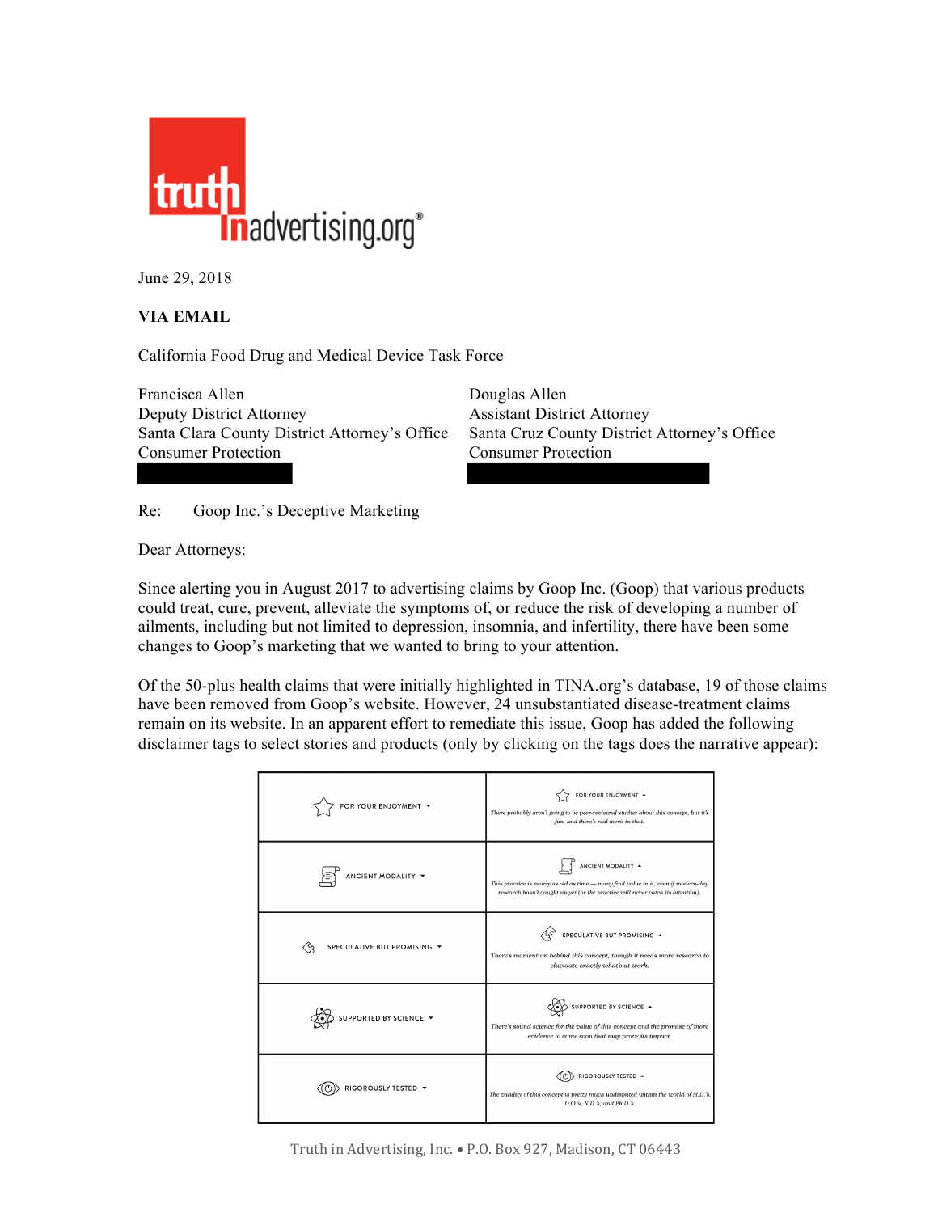truth in advertising.org®

June 29, 2018

**VIA EMAIL**

California Food Drug and Medical Device Task Force

Francisca Allen
Deputy District Attorney
Santa Clara County District Attorney's Office
Consumer Protection

Douglas Allen
Assistant District Attorney
Santa Cruz County District Attorney's Office
Consumer Protection

Re: Goop Inc.'s Deceptive Marketing

Dear Attorneys:

Since alerting you in August 2017 to advertising claims by Goop Inc. (Goop) that various products could treat, cure, prevent, alleviate the symptoms of, or reduce the risk of developing a number of ailments, including but not limited to depression, insomnia, and infertility, there have been some changes to Goop's marketing that we wanted to bring to your attention.

Of the 50-plus health claims that were initially highlighted in TINA.org's database, 19 of those claims have been removed from Goop's website. However, 24 unsubstantiated disease-treatment claims remain on its website. In an apparent effort to remediate this issue, Goop has added the following disclaimer tags to select stories and products (only by clicking on the tags does the narrative appear):

| | |
|---|---|
| FOR YOUR ENJOYMENT | FOR YOUR ENJOYMENT<br>*There probably aren't going to be peer-reviewed studies about this concept, but it's fun, and there's real merit in that.* |
| ANCIENT MODALITY | ANCIENT MODALITY<br>*This practice is nearly as old as time — many find value in it, even if modern-day research hasn't caught up yet (or the practice will never catch its attention).* |
| SPECULATIVE BUT PROMISING | SPECULATIVE BUT PROMISING<br>*There's momentum behind this concept, though it needs more research to elucidate exactly what's at work.* |
| SUPPORTED BY SCIENCE | SUPPORTED BY SCIENCE<br>*There's sound science for the value of this concept and the promise of more evidence to come soon that may prove its impact.* |
| RIGOROUSLY TESTED | RIGOROUSLY TESTED<br>*The validity of this concept is pretty much undisputed within the world of M.D.'s, D.O.'s, N.D.'s, and Ph.D.'s.* |

Truth in Advertising, Inc. • P.O. Box 927, Madison, CT 06443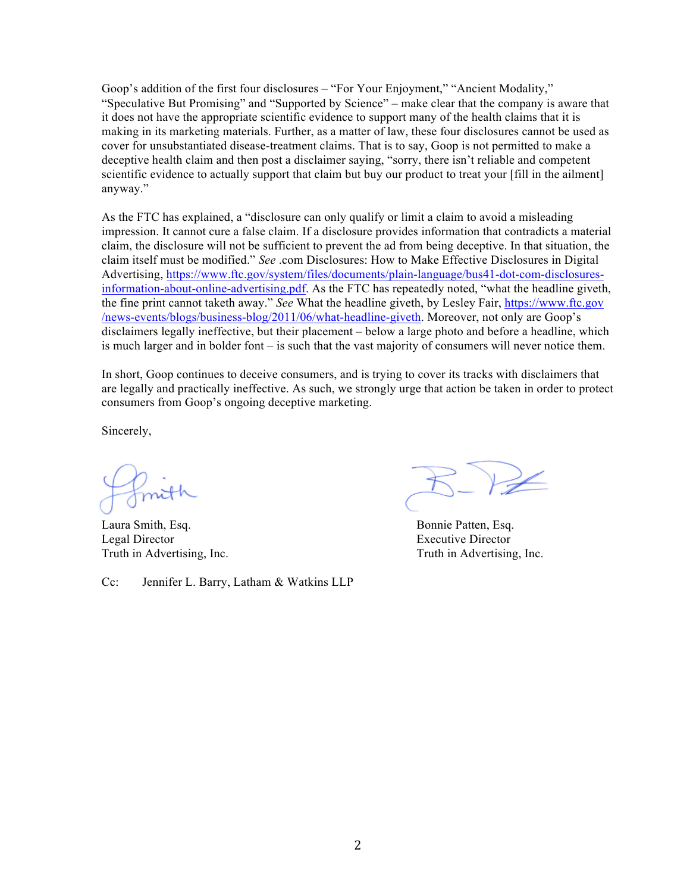Goop's addition of the first four disclosures – "For Your Enjoyment," "Ancient Modality," "Speculative But Promising" and "Supported by Science" – make clear that the company is aware that it does not have the appropriate scientific evidence to support many of the health claims that it is making in its marketing materials. Further, as a matter of law, these four disclosures cannot be used as cover for unsubstantiated disease-treatment claims. That is to say, Goop is not permitted to make a deceptive health claim and then post a disclaimer saying, "sorry, there isn't reliable and competent scientific evidence to actually support that claim but buy our product to treat your [fill in the ailment] anyway."

As the FTC has explained, a "disclosure can only qualify or limit a claim to avoid a misleading impression. It cannot cure a false claim. If a disclosure provides information that contradicts a material claim, the disclosure will not be sufficient to prevent the ad from being deceptive. In that situation, the claim itself must be modified." *See* .com Disclosures: How to Make Effective Disclosures in Digital Advertising, https://www.ftc.gov/system/files/documents/plain-language/bus41-dot-com-disclosures-information-about-online-advertising.pdf. As the FTC has repeatedly noted, "what the headline giveth, the fine print cannot taketh away." *See* What the headline giveth, by Lesley Fair, https://www.ftc.gov/news-events/blogs/business-blog/2011/06/what-headline-giveth. Moreover, not only are Goop's disclaimers legally ineffective, but their placement – below a large photo and before a headline, which is much larger and in bolder font – is such that the vast majority of consumers will never notice them.

In short, Goop continues to deceive consumers, and is trying to cover its tracks with disclaimers that are legally and practically ineffective. As such, we strongly urge that action be taken in order to protect consumers from Goop's ongoing deceptive marketing.

Sincerely,

Laura Smith, Esq.
Legal Director
Truth in Advertising, Inc.

Bonnie Patten, Esq.
Executive Director
Truth in Advertising, Inc.

Cc: Jennifer L. Barry, Latham & Watkins LLP